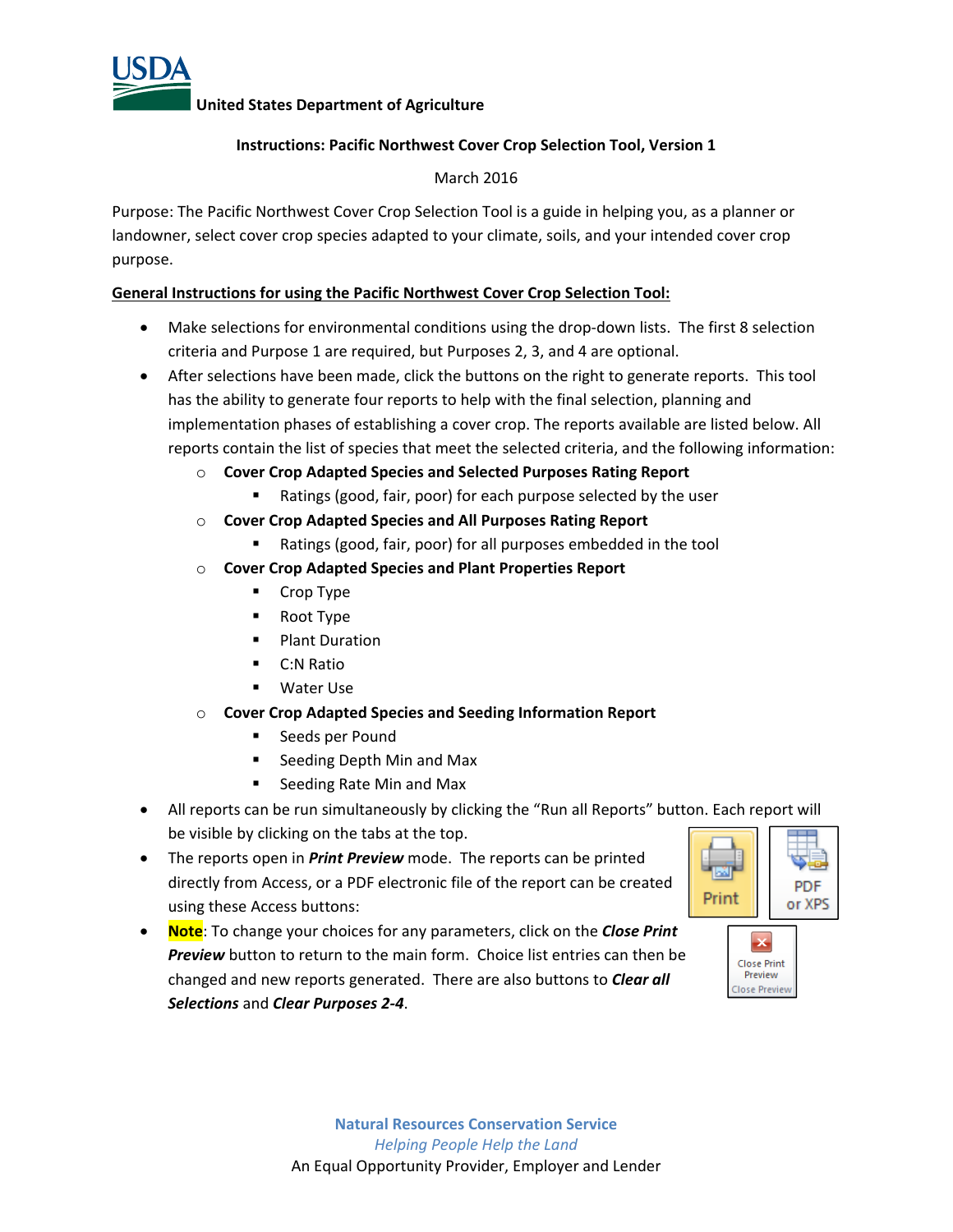USDA United States Department of Agriculture

**Instructions: Pacific Northwest Cover Crop Selection Tool, Version 1**

March 2016

Purpose: The Pacific Northwest Cover Crop Selection Tool is a guide in helping you, as a planner or landowner, select cover crop species adapted to your climate, soils, and your intended cover crop purpose.

**General Instructions for using the Pacific Northwest Cover Crop Selection Tool:**

- Make selections for environmental conditions using the drop-down lists. The first 8 selection criteria and Purpose 1 are required, but Purposes 2, 3, and 4 are optional.
- After selections have been made, click the buttons on the right to generate reports. This tool has the ability to generate four reports to help with the final selection, planning and implementation phases of establishing a cover crop. The reports available are listed below. All reports contain the list of species that meet the selected criteria, and the following information:
  - **Cover Crop Adapted Species and Selected Purposes Rating Report**
    - Ratings (good, fair, poor) for each purpose selected by the user
  - **Cover Crop Adapted Species and All Purposes Rating Report**
    - Ratings (good, fair, poor) for all purposes embedded in the tool
  - **Cover Crop Adapted Species and Plant Properties Report**
    - Crop Type
    - Root Type
    - Plant Duration
    - C:N Ratio
    - Water Use
  - **Cover Crop Adapted Species and Seeding Information Report**
    - Seeds per Pound
    - Seeding Depth Min and Max
    - Seeding Rate Min and Max
- All reports can be run simultaneously by clicking the "Run all Reports" button. Each report will be visible by clicking on the tabs at the top.
- The reports open in ***Print Preview*** mode. The reports can be printed directly from Access, or a PDF electronic file of the report can be created using these Access buttons: Print | PDF or XPS
- **Note**: To change your choices for any parameters, click on the ***Close Print Preview*** button to return to the main form. Choice list entries can then be changed and new reports generated. There are also buttons to ***Clear all Selections*** and ***Clear Purposes 2-4***.

Close Print Preview

**Natural Resources Conservation Service**

*Helping People Help the Land*

An Equal Opportunity Provider, Employer and Lender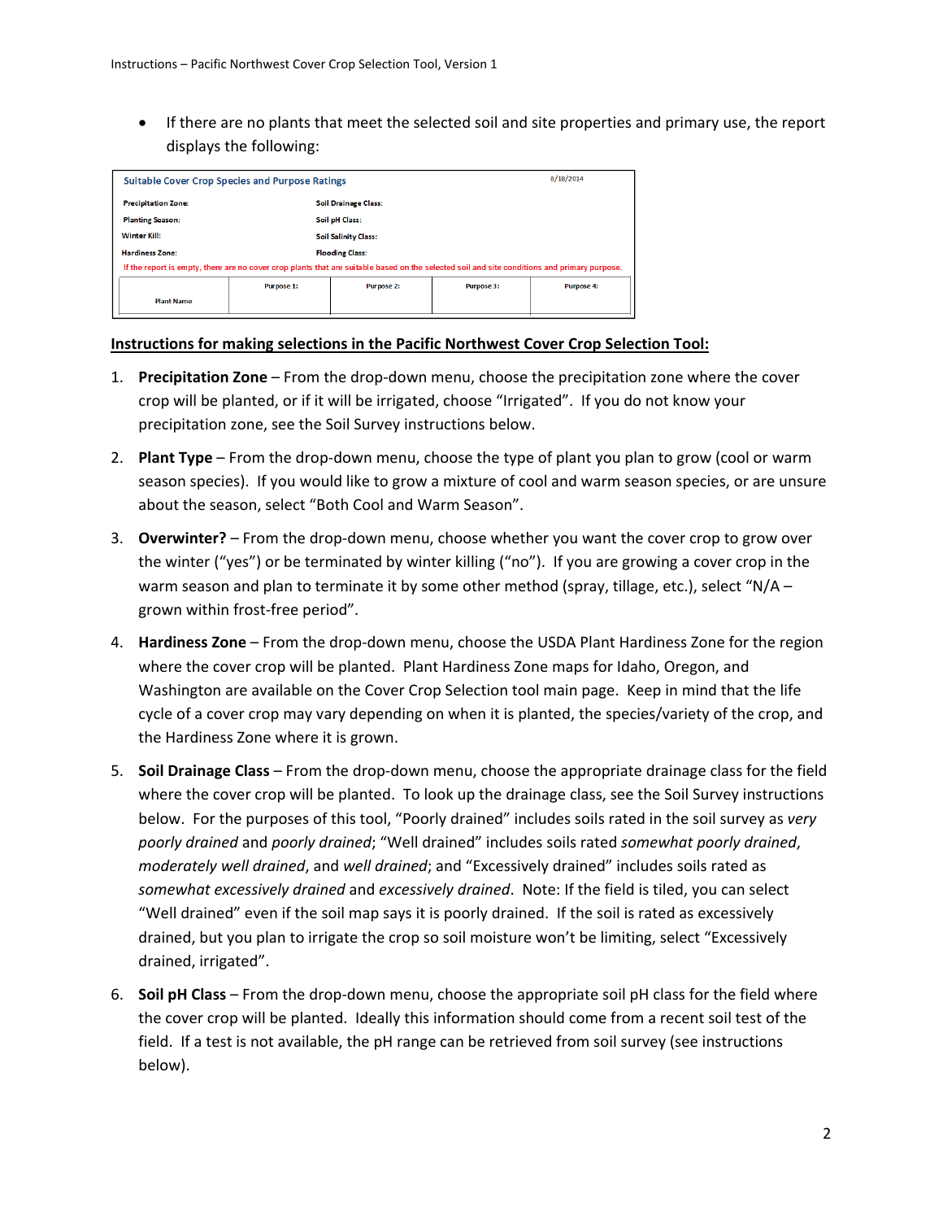- If there are no plants that meet the selected soil and site properties and primary use, the report displays the following:

| Suitable Cover Crop Species and Purpose Ratings | | | | 8/18/2014 |
|---|---|---|---|---|
| Precipitation Zone: | | Soil Drainage Class: | | |
| Planting Season: | | Soil pH Class: | | |
| Winter Kill: | | Soil Salinity Class: | | |
| Hardiness Zone: | | Flooding Class: | | |
| If the report is empty, there are no cover crop plants that are suitable based on the selected soil and site conditions and primary purpose. | | | | |
| Plant Name | Purpose 1: | Purpose 2: | Purpose 3: | Purpose 4: |

**Instructions for making selections in the Pacific Northwest Cover Crop Selection Tool:**

1. **Precipitation Zone** – From the drop-down menu, choose the precipitation zone where the cover crop will be planted, or if it will be irrigated, choose "Irrigated". If you do not know your precipitation zone, see the Soil Survey instructions below.

2. **Plant Type** – From the drop-down menu, choose the type of plant you plan to grow (cool or warm season species). If you would like to grow a mixture of cool and warm season species, or are unsure about the season, select "Both Cool and Warm Season".

3. **Overwinter?** – From the drop-down menu, choose whether you want the cover crop to grow over the winter ("yes") or be terminated by winter killing ("no"). If you are growing a cover crop in the warm season and plan to terminate it by some other method (spray, tillage, etc.), select "N/A – grown within frost-free period".

4. **Hardiness Zone** – From the drop-down menu, choose the USDA Plant Hardiness Zone for the region where the cover crop will be planted. Plant Hardiness Zone maps for Idaho, Oregon, and Washington are available on the Cover Crop Selection tool main page. Keep in mind that the life cycle of a cover crop may vary depending on when it is planted, the species/variety of the crop, and the Hardiness Zone where it is grown.

5. **Soil Drainage Class** – From the drop-down menu, choose the appropriate drainage class for the field where the cover crop will be planted. To look up the drainage class, see the Soil Survey instructions below. For the purposes of this tool, "Poorly drained" includes soils rated in the soil survey as *very poorly drained* and *poorly drained*; "Well drained" includes soils rated *somewhat poorly drained*, *moderately well drained*, and *well drained*; and "Excessively drained" includes soils rated as *somewhat excessively drained* and *excessively drained*. Note: If the field is tiled, you can select "Well drained" even if the soil map says it is poorly drained. If the soil is rated as excessively drained, but you plan to irrigate the crop so soil moisture won't be limiting, select "Excessively drained, irrigated".

6. **Soil pH Class** – From the drop-down menu, choose the appropriate soil pH class for the field where the cover crop will be planted. Ideally this information should come from a recent soil test of the field. If a test is not available, the pH range can be retrieved from soil survey (see instructions below).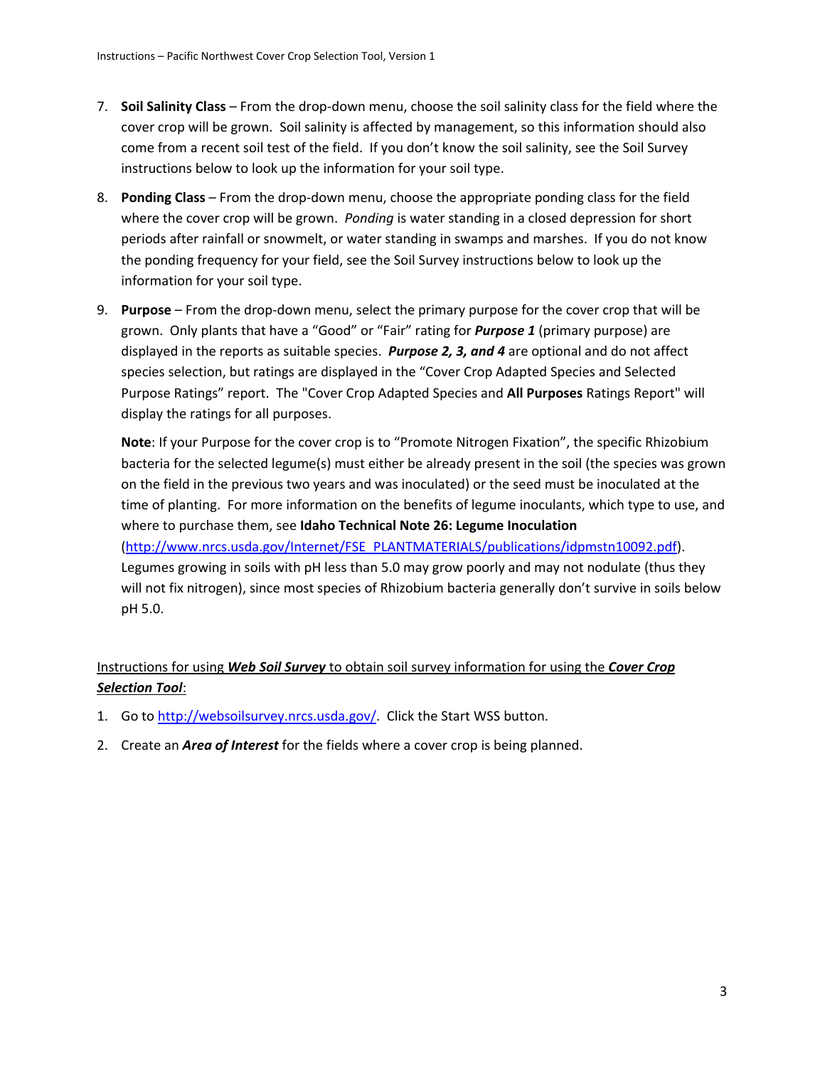7. **Soil Salinity Class** – From the drop-down menu, choose the soil salinity class for the field where the cover crop will be grown. Soil salinity is affected by management, so this information should also come from a recent soil test of the field. If you don't know the soil salinity, see the Soil Survey instructions below to look up the information for your soil type.

8. **Ponding Class** – From the drop-down menu, choose the appropriate ponding class for the field where the cover crop will be grown. *Ponding* is water standing in a closed depression for short periods after rainfall or snowmelt, or water standing in swamps and marshes. If you do not know the ponding frequency for your field, see the Soil Survey instructions below to look up the information for your soil type.

9. **Purpose** – From the drop-down menu, select the primary purpose for the cover crop that will be grown. Only plants that have a "Good" or "Fair" rating for ***Purpose 1*** (primary purpose) are displayed in the reports as suitable species. ***Purpose 2, 3, and 4*** are optional and do not affect species selection, but ratings are displayed in the "Cover Crop Adapted Species and Selected Purpose Ratings" report. The "Cover Crop Adapted Species and **All Purposes** Ratings Report" will display the ratings for all purposes.

   **Note**: If your Purpose for the cover crop is to "Promote Nitrogen Fixation", the specific Rhizobium bacteria for the selected legume(s) must either be already present in the soil (the species was grown on the field in the previous two years and was inoculated) or the seed must be inoculated at the time of planting. For more information on the benefits of legume inoculants, which type to use, and where to purchase them, see **Idaho Technical Note 26: Legume Inoculation** (http://www.nrcs.usda.gov/Internet/FSE_PLANTMATERIALS/publications/idpmstn10092.pdf). Legumes growing in soils with pH less than 5.0 may grow poorly and may not nodulate (thus they will not fix nitrogen), since most species of Rhizobium bacteria generally don't survive in soils below pH 5.0.

<u>Instructions for using ***Web Soil Survey*** to obtain soil survey information for using the ***Cover Crop Selection Tool***:</u>

1. Go to http://websoilsurvey.nrcs.usda.gov/. Click the Start WSS button.
2. Create an ***Area of Interest*** for the fields where a cover crop is being planned.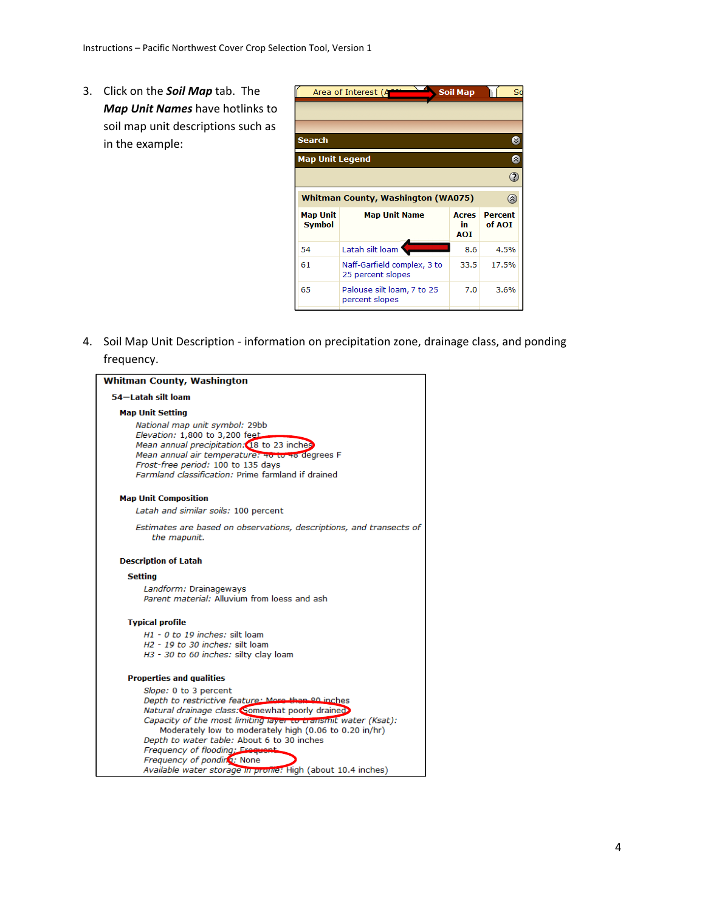3. Click on the ***Soil Map*** tab. The ***Map Unit Names*** have hotlinks to soil map unit descriptions such as in the example:

Area of Interest (AOI) | **Soil Map** | Soil Data Explorer

**Search**

**Map Unit Legend**

**Whitman County, Washington (WA075)**

| Map Unit Symbol | Map Unit Name | Acres in AOI | Percent of AOI |
|---|---|---|---|
| 54 | Latah silt loam | 8.6 | 4.5% |
| 61 | Naff-Garfield complex, 3 to 25 percent slopes | 33.5 | 17.5% |
| 65 | Palouse silt loam, 7 to 25 percent slopes | 7.0 | 3.6% |

4. Soil Map Unit Description - information on precipitation zone, drainage class, and ponding frequency.

**Whitman County, Washington**

**54—Latah silt loam**

**Map Unit Setting**

*National map unit symbol:* 29bb
*Elevation:* 1,800 to 3,200 feet
*Mean annual precipitation:* 18 to 23 inches
*Mean annual air temperature:* 46 to 48 degrees F
*Frost-free period:* 100 to 135 days
*Farmland classification:* Prime farmland if drained

**Map Unit Composition**

*Latah and similar soils:* 100 percent

*Estimates are based on observations, descriptions, and transects of the mapunit.*

**Description of Latah**

**Setting**

*Landform:* Drainageways
*Parent material:* Alluvium from loess and ash

**Typical profile**

*H1 - 0 to 19 inches:* silt loam
*H2 - 19 to 30 inches:* silt loam
*H3 - 30 to 60 inches:* silty clay loam

**Properties and qualities**

*Slope:* 0 to 3 percent
*Depth to restrictive feature:* More than 80 inches
*Natural drainage class:* Somewhat poorly drained
*Capacity of the most limiting layer to transmit water (Ksat):* Moderately low to moderately high (0.06 to 0.20 in/hr)
*Depth to water table:* About 6 to 30 inches
*Frequency of flooding:* Frequent
*Frequency of ponding:* None
*Available water storage in profile:* High (about 10.4 inches)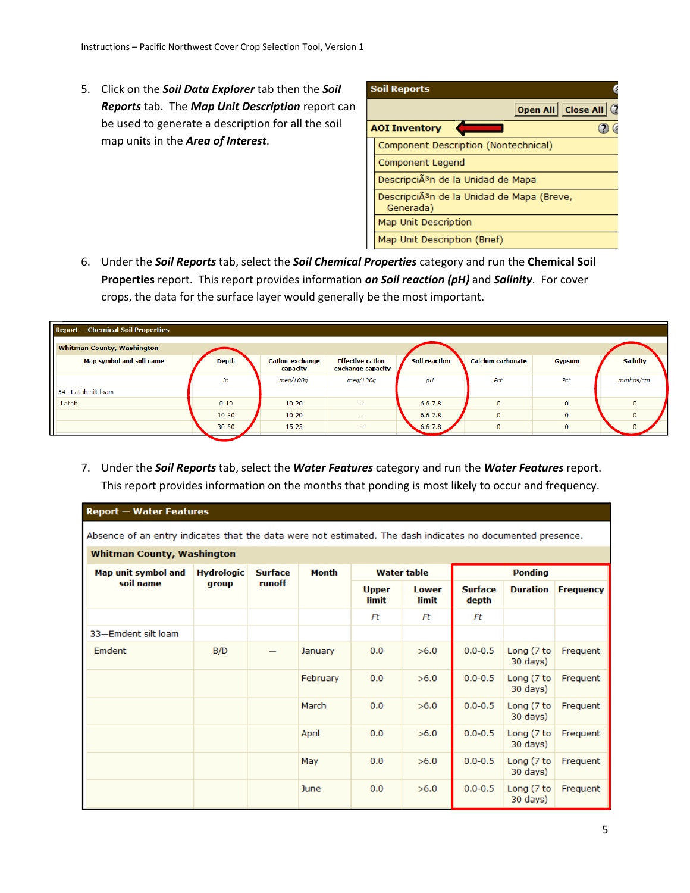5. Click on the ***Soil Data Explorer*** tab then the ***Soil Reports*** tab. The ***Map Unit Description*** report can be used to generate a description for all the soil map units in the ***Area of Interest***.

| Soil Reports |
| --- |
| Open All  Close All |
| AOI Inventory |
| Component Description (Nontechnical) |
| Component Legend |
| DescripciÃ³n de la Unidad de Mapa |
| DescripciÃ³n de la Unidad de Mapa (Breve, Generada) |
| Map Unit Description |
| Map Unit Description (Brief) |

6. Under the ***Soil Reports*** tab, select the ***Soil Chemical Properties*** category and run the **Chemical Soil Properties** report. This provides information ***on Soil reaction (pH)*** and ***Salinity***. For cover crops, the data for the surface layer would generally be the most important.

Report — Chemical Soil Properties

Whitman County, Washington

| Map symbol and soil name | Depth | Cation-exchange capacity | Effective cation-exchange capacity | Soil reaction | Calcium carbonate | Gypsum | Salinity |
| --- | --- | --- | --- | --- | --- | --- | --- |
| | In | meq/100g | meq/100g | pH | Pct | Pct | mmhos/cm |
| 54—Latah silt loam | | | | | | | |
| Latah | 0-19 | 10-20 | — | 6.6-7.8 | 0 | 0 | 0 |
| | 19-30 | 10-20 | — | 6.6-7.8 | 0 | 0 | 0 |
| | 30-60 | 15-25 | — | 6.6-7.8 | 0 | 0 | 0 |

7. Under the ***Soil Reports*** tab, select the ***Water Features*** category and run the ***Water Features*** report. This report provides information on the months that ponding is most likely to occur and frequency.

Report — Water Features

Absence of an entry indicates that the data were not estimated. The dash indicates no documented presence.

Whitman County, Washington

| Map unit symbol and soil name | Hydrologic group | Surface runoff | Month | Water table | | Ponding | | |
| --- | --- | --- | --- | --- | --- | --- | --- | --- |
| | | | | Upper limit | Lower limit | Surface depth | Duration | Frequency |
| | | | | Ft | Ft | Ft | | |
| 33—Emdent silt loam | | | | | | | | |
| Emdent | B/D | — | January | 0.0 | >6.0 | 0.0-0.5 | Long (7 to 30 days) | Frequent |
| | | | February | 0.0 | >6.0 | 0.0-0.5 | Long (7 to 30 days) | Frequent |
| | | | March | 0.0 | >6.0 | 0.0-0.5 | Long (7 to 30 days) | Frequent |
| | | | April | 0.0 | >6.0 | 0.0-0.5 | Long (7 to 30 days) | Frequent |
| | | | May | 0.0 | >6.0 | 0.0-0.5 | Long (7 to 30 days) | Frequent |
| | | | June | 0.0 | >6.0 | 0.0-0.5 | Long (7 to 30 days) | Frequent |